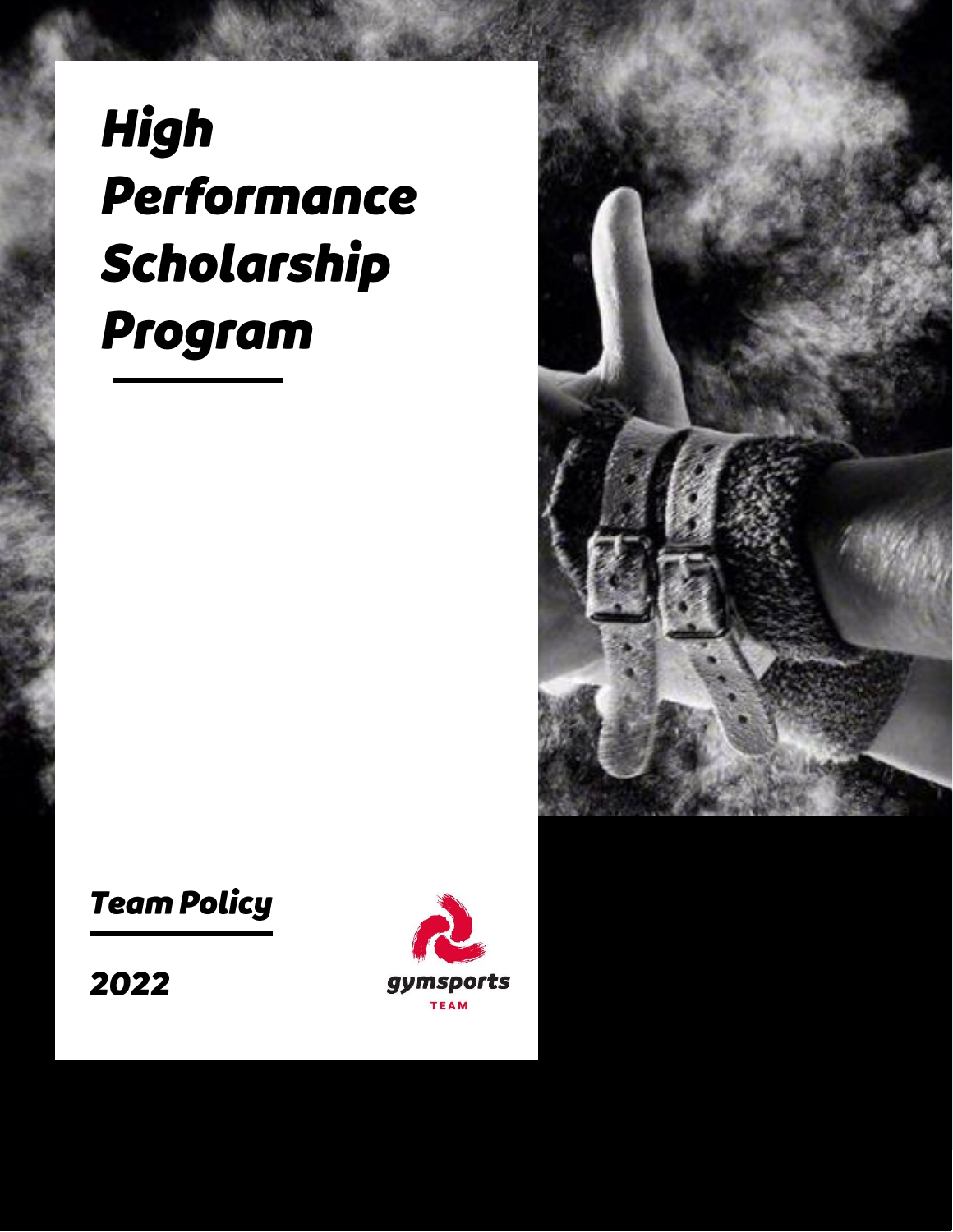# *High Performance Scholarship Program*

## *Team Policy*

*2022*

gymsports

TEAM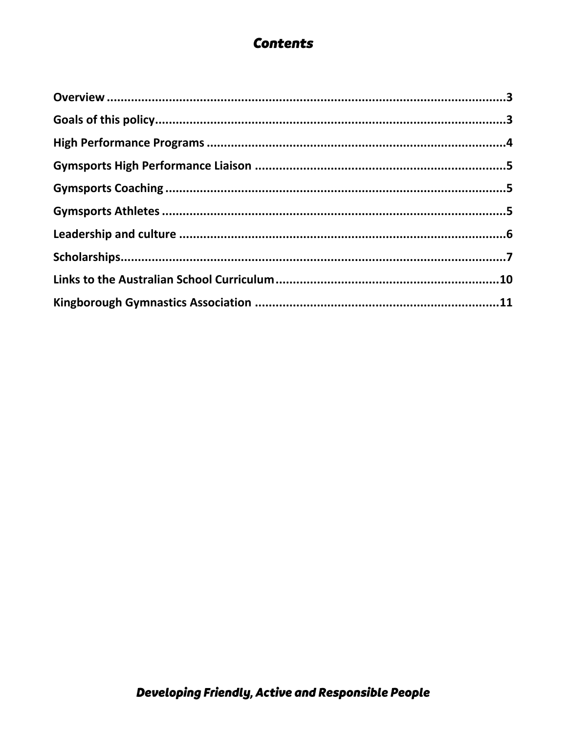# *Contents*

**Overview .............................................................................................................3**

**Goals of this policy..................................................................................................3**

**High Performance Programs ....................................................................................4**

**Gymsports High Performance Liaison ......................................................................5**

**Gymsports Coaching ...............................................................................................5**

**Gymsports Athletes ................................................................................................5**

**Leadership and culture ...........................................................................................6**

**Scholarships...........................................................................................................7**

**Links to the Australian School Curriculum................................................................10**

**Kingborough Gymnastics Association .....................................................................11**

***Developing Friendly, Active and Responsible People***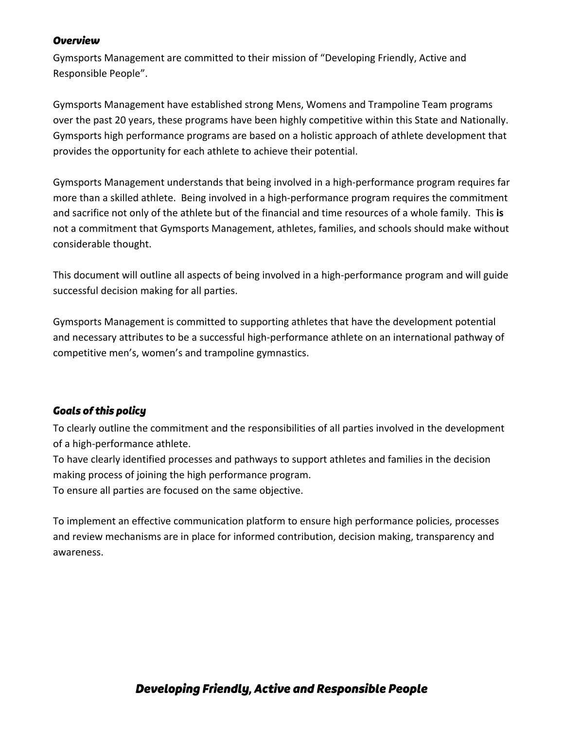## *Overview*

Gymsports Management are committed to their mission of "Developing Friendly, Active and Responsible People".

Gymsports Management have established strong Mens, Womens and Trampoline Team programs over the past 20 years, these programs have been highly competitive within this State and Nationally. Gymsports high performance programs are based on a holistic approach of athlete development that provides the opportunity for each athlete to achieve their potential.

Gymsports Management understands that being involved in a high-performance program requires far more than a skilled athlete. Being involved in a high-performance program requires the commitment and sacrifice not only of the athlete but of the financial and time resources of a whole family. This **is** not a commitment that Gymsports Management, athletes, families, and schools should make without considerable thought.

This document will outline all aspects of being involved in a high-performance program and will guide successful decision making for all parties.

Gymsports Management is committed to supporting athletes that have the development potential and necessary attributes to be a successful high-performance athlete on an international pathway of competitive men's, women's and trampoline gymnastics.

## *Goals of this policy*

To clearly outline the commitment and the responsibilities of all parties involved in the development of a high-performance athlete.
To have clearly identified processes and pathways to support athletes and families in the decision making process of joining the high performance program.
To ensure all parties are focused on the same objective.

To implement an effective communication platform to ensure high performance policies, processes and review mechanisms are in place for informed contribution, decision making, transparency and awareness.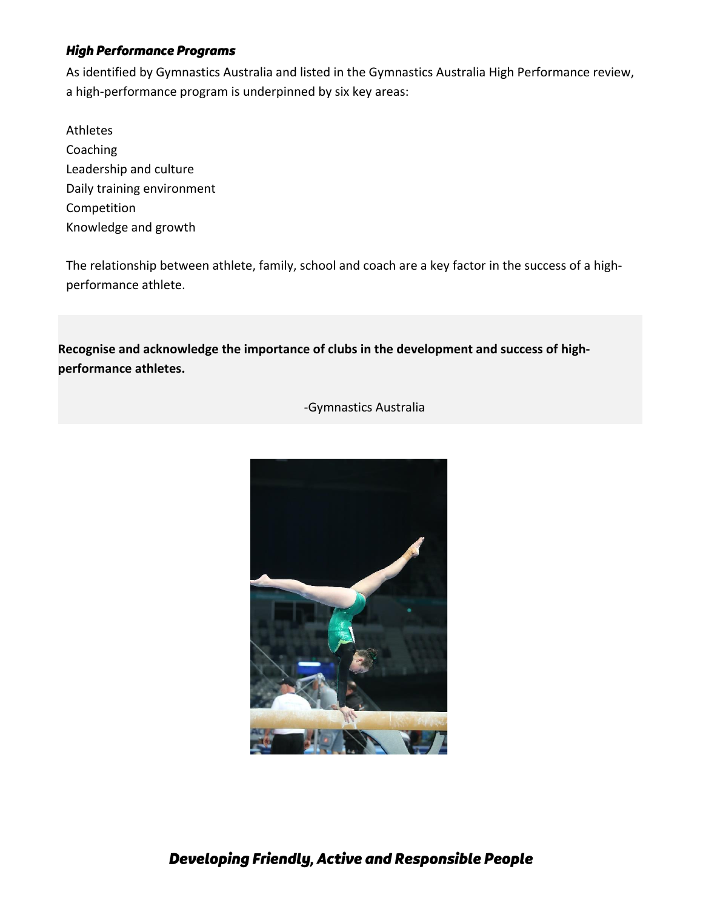### *High Performance Programs*

As identified by Gymnastics Australia and listed in the Gymnastics Australia High Performance review, a high-performance program is underpinned by six key areas:

Athletes
Coaching
Leadership and culture
Daily training environment
Competition
Knowledge and growth

The relationship between athlete, family, school and coach are a key factor in the success of a high-performance athlete.

> **Recognise and acknowledge the importance of clubs in the development and success of high-performance athletes.**
>
> -Gymnastics Australia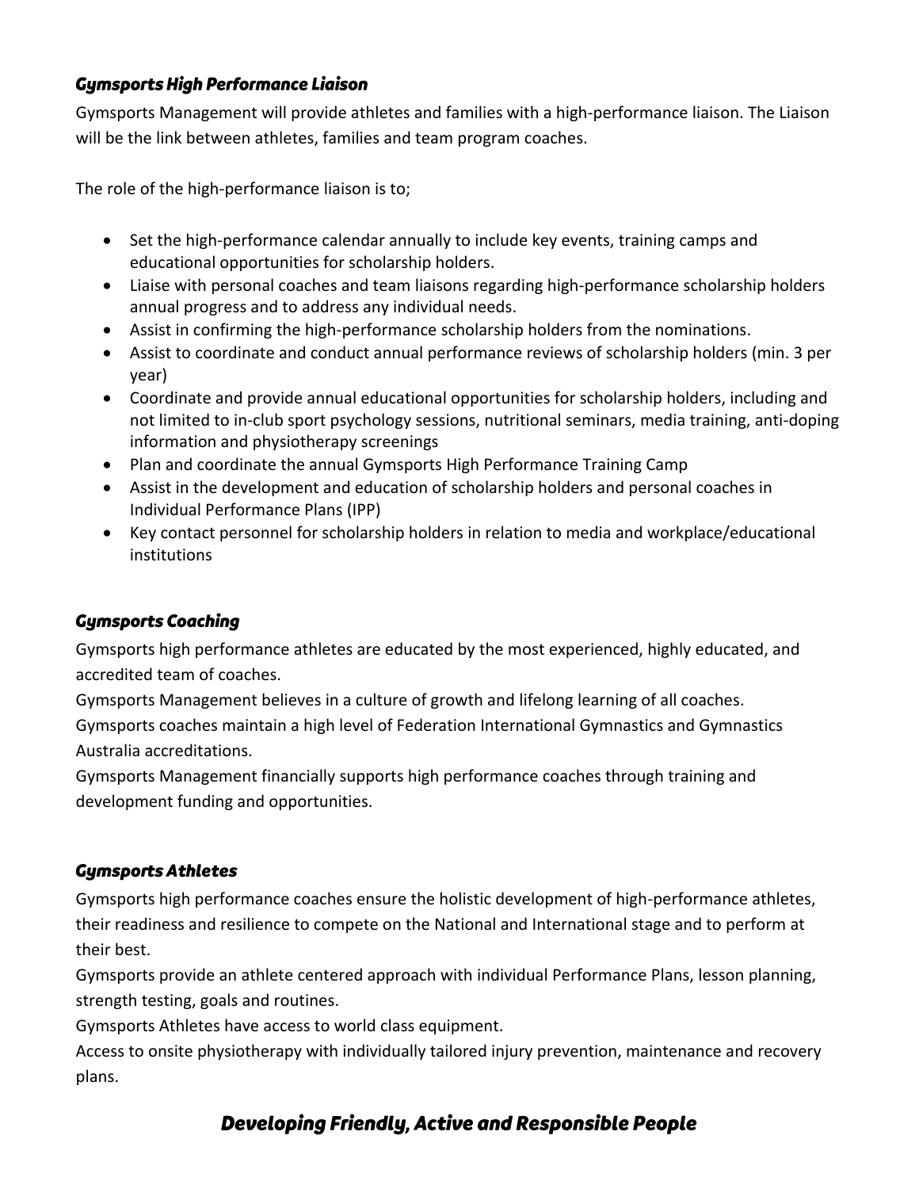### *Gymsports High Performance Liaison*

Gymsports Management will provide athletes and families with a high-performance liaison. The Liaison will be the link between athletes, families and team program coaches.

The role of the high-performance liaison is to;

- Set the high-performance calendar annually to include key events, training camps and educational opportunities for scholarship holders.
- Liaise with personal coaches and team liaisons regarding high-performance scholarship holders annual progress and to address any individual needs.
- Assist in confirming the high-performance scholarship holders from the nominations.
- Assist to coordinate and conduct annual performance reviews of scholarship holders (min. 3 per year)
- Coordinate and provide annual educational opportunities for scholarship holders, including and not limited to in-club sport psychology sessions, nutritional seminars, media training, anti-doping information and physiotherapy screenings
- Plan and coordinate the annual Gymsports High Performance Training Camp
- Assist in the development and education of scholarship holders and personal coaches in Individual Performance Plans (IPP)
- Key contact personnel for scholarship holders in relation to media and workplace/educational institutions

### *Gymsports Coaching*

Gymsports high performance athletes are educated by the most experienced, highly educated, and accredited team of coaches.

Gymsports Management believes in a culture of growth and lifelong learning of all coaches.

Gymsports coaches maintain a high level of Federation International Gymnastics and Gymnastics Australia accreditations.

Gymsports Management financially supports high performance coaches through training and development funding and opportunities.

### *Gymsports Athletes*

Gymsports high performance coaches ensure the holistic development of high-performance athletes, their readiness and resilience to compete on the National and International stage and to perform at their best.

Gymsports provide an athlete centered approach with individual Performance Plans, lesson planning, strength testing, goals and routines.

Gymsports Athletes have access to world class equipment.

Access to onsite physiotherapy with individually tailored injury prevention, maintenance and recovery plans.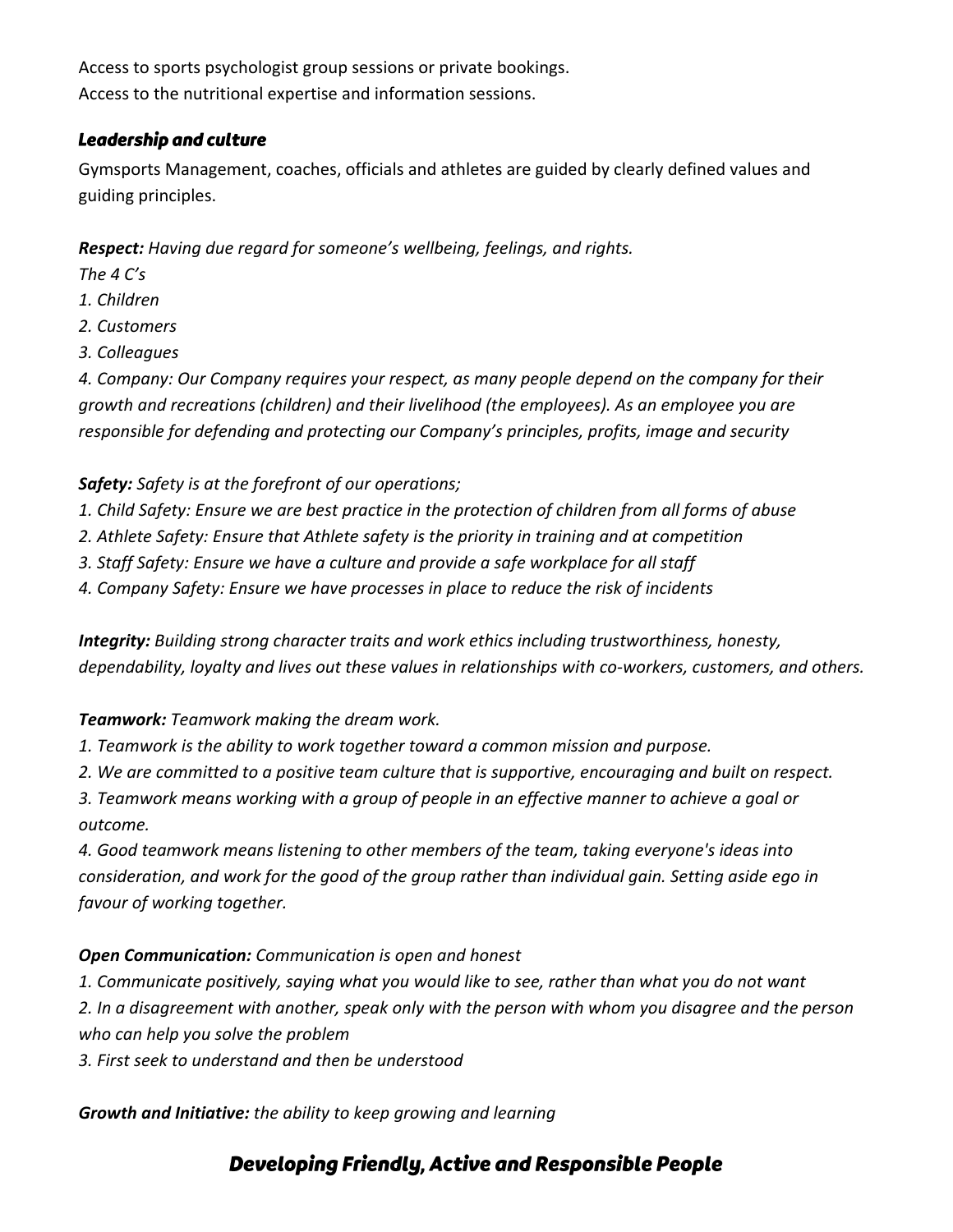Access to sports psychologist group sessions or private bookings.
Access to the nutritional expertise and information sessions.

### *Leadership and culture*

Gymsports Management, coaches, officials and athletes are guided by clearly defined values and guiding principles.

***Respect:*** *Having due regard for someone's wellbeing, feelings, and rights.*
*The 4 C's*
*1. Children*
*2. Customers*
*3. Colleagues*
*4. Company: Our Company requires your respect, as many people depend on the company for their growth and recreations (children) and their livelihood (the employees). As an employee you are responsible for defending and protecting our Company's principles, profits, image and security*

***Safety:*** *Safety is at the forefront of our operations;*
*1. Child Safety: Ensure we are best practice in the protection of children from all forms of abuse*
*2. Athlete Safety: Ensure that Athlete safety is the priority in training and at competition*
*3. Staff Safety: Ensure we have a culture and provide a safe workplace for all staff*
*4. Company Safety: Ensure we have processes in place to reduce the risk of incidents*

***Integrity:*** *Building strong character traits and work ethics including trustworthiness, honesty, dependability, loyalty and lives out these values in relationships with co-workers, customers, and others.*

***Teamwork:*** *Teamwork making the dream work.*
*1. Teamwork is the ability to work together toward a common mission and purpose.*
*2. We are committed to a positive team culture that is supportive, encouraging and built on respect.*
*3. Teamwork means working with a group of people in an effective manner to achieve a goal or outcome.*
*4. Good teamwork means listening to other members of the team, taking everyone's ideas into consideration, and work for the good of the group rather than individual gain. Setting aside ego in favour of working together.*

***Open Communication:*** *Communication is open and honest*
*1. Communicate positively, saying what you would like to see, rather than what you do not want*
*2. In a disagreement with another, speak only with the person with whom you disagree and the person who can help you solve the problem*
*3. First seek to understand and then be understood*

***Growth and Initiative:*** *the ability to keep growing and learning*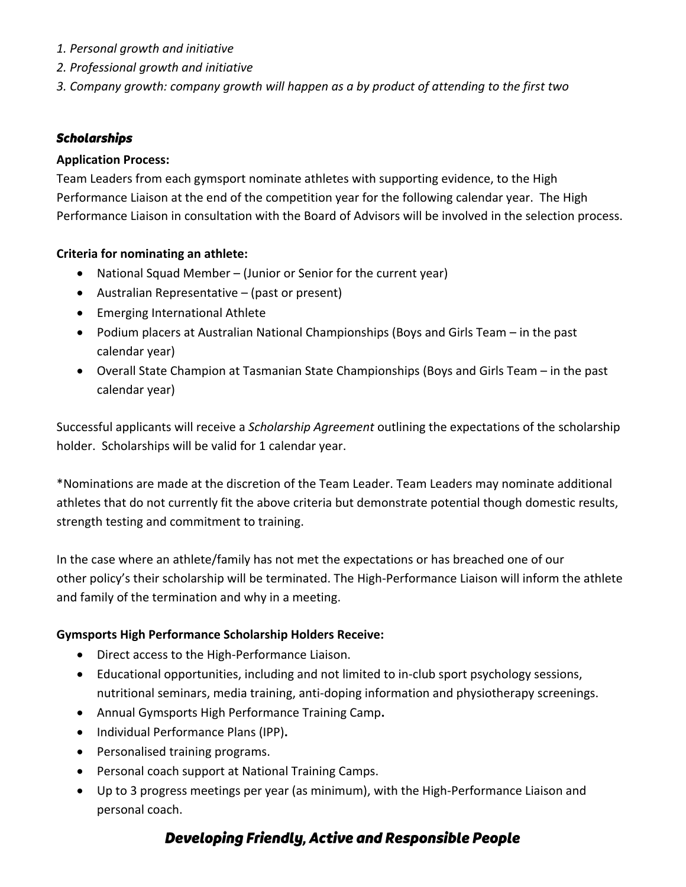*1. Personal growth and initiative*
*2. Professional growth and initiative*
*3. Company growth: company growth will happen as a by product of attending to the first two*

### *Scholarships*

**Application Process:**

Team Leaders from each gymsport nominate athletes with supporting evidence, to the High Performance Liaison at the end of the competition year for the following calendar year. The High Performance Liaison in consultation with the Board of Advisors will be involved in the selection process.

**Criteria for nominating an athlete:**

- National Squad Member – (Junior or Senior for the current year)
- Australian Representative – (past or present)
- Emerging International Athlete
- Podium placers at Australian National Championships (Boys and Girls Team – in the past calendar year)
- Overall State Champion at Tasmanian State Championships (Boys and Girls Team – in the past calendar year)

Successful applicants will receive a *Scholarship Agreement* outlining the expectations of the scholarship holder. Scholarships will be valid for 1 calendar year.

*Nominations are made at the discretion of the Team Leader. Team Leaders may nominate additional athletes that do not currently fit the above criteria but demonstrate potential though domestic results, strength testing and commitment to training.

In the case where an athlete/family has not met the expectations or has breached one of our other policy's their scholarship will be terminated. The High-Performance Liaison will inform the athlete and family of the termination and why in a meeting.

**Gymsports High Performance Scholarship Holders Receive:**

- Direct access to the High-Performance Liaison.
- Educational opportunities, including and not limited to in-club sport psychology sessions, nutritional seminars, media training, anti-doping information and physiotherapy screenings.
- Annual Gymsports High Performance Training Camp**.**
- Individual Performance Plans (IPP)**.**
- Personalised training programs.
- Personal coach support at National Training Camps.
- Up to 3 progress meetings per year (as minimum), with the High-Performance Liaison and personal coach.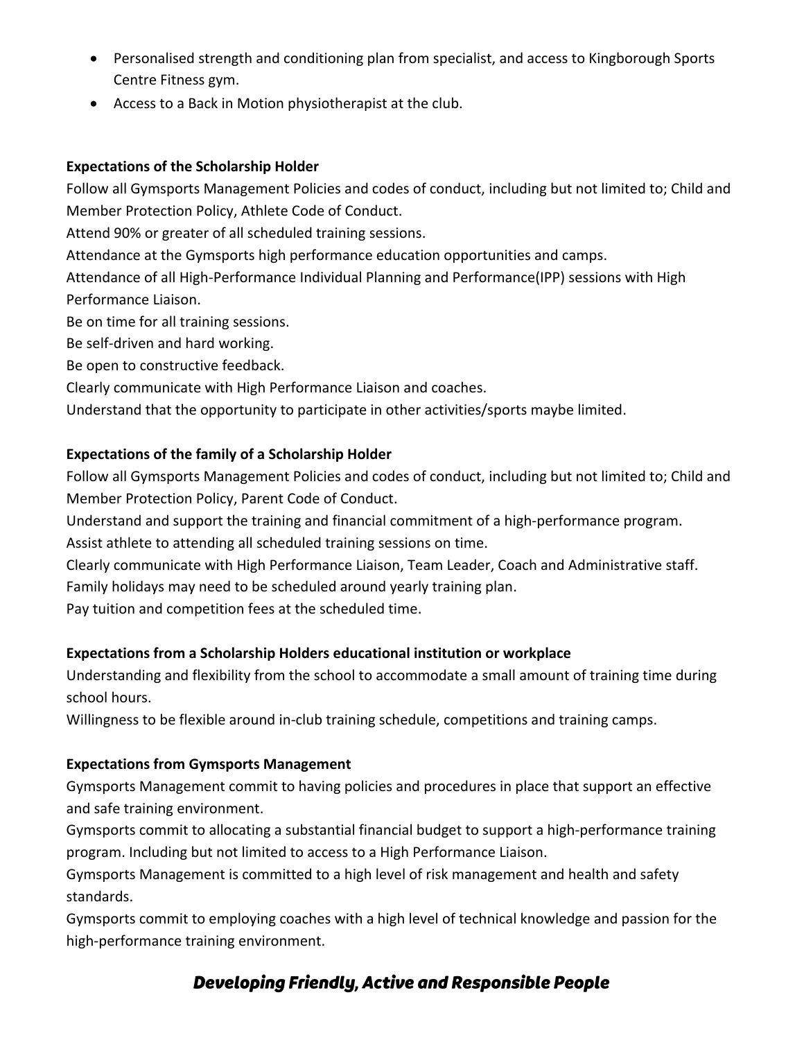- Personalised strength and conditioning plan from specialist, and access to Kingborough Sports Centre Fitness gym.
- Access to a Back in Motion physiotherapist at the club.

**Expectations of the Scholarship Holder**

Follow all Gymsports Management Policies and codes of conduct, including but not limited to; Child and Member Protection Policy, Athlete Code of Conduct.

Attend 90% or greater of all scheduled training sessions.

Attendance at the Gymsports high performance education opportunities and camps.

Attendance of all High-Performance Individual Planning and Performance(IPP) sessions with High Performance Liaison.

Be on time for all training sessions.

Be self-driven and hard working.

Be open to constructive feedback.

Clearly communicate with High Performance Liaison and coaches.

Understand that the opportunity to participate in other activities/sports maybe limited.

**Expectations of the family of a Scholarship Holder**

Follow all Gymsports Management Policies and codes of conduct, including but not limited to; Child and Member Protection Policy, Parent Code of Conduct.

Understand and support the training and financial commitment of a high-performance program.

Assist athlete to attending all scheduled training sessions on time.

Clearly communicate with High Performance Liaison, Team Leader, Coach and Administrative staff.

Family holidays may need to be scheduled around yearly training plan.

Pay tuition and competition fees at the scheduled time.

**Expectations from a Scholarship Holders educational institution or workplace**

Understanding and flexibility from the school to accommodate a small amount of training time during school hours.

Willingness to be flexible around in-club training schedule, competitions and training camps.

**Expectations from Gymsports Management**

Gymsports Management commit to having policies and procedures in place that support an effective and safe training environment.

Gymsports commit to allocating a substantial financial budget to support a high-performance training program. Including but not limited to access to a High Performance Liaison.

Gymsports Management is committed to a high level of risk management and health and safety standards.

Gymsports commit to employing coaches with a high level of technical knowledge and passion for the high-performance training environment.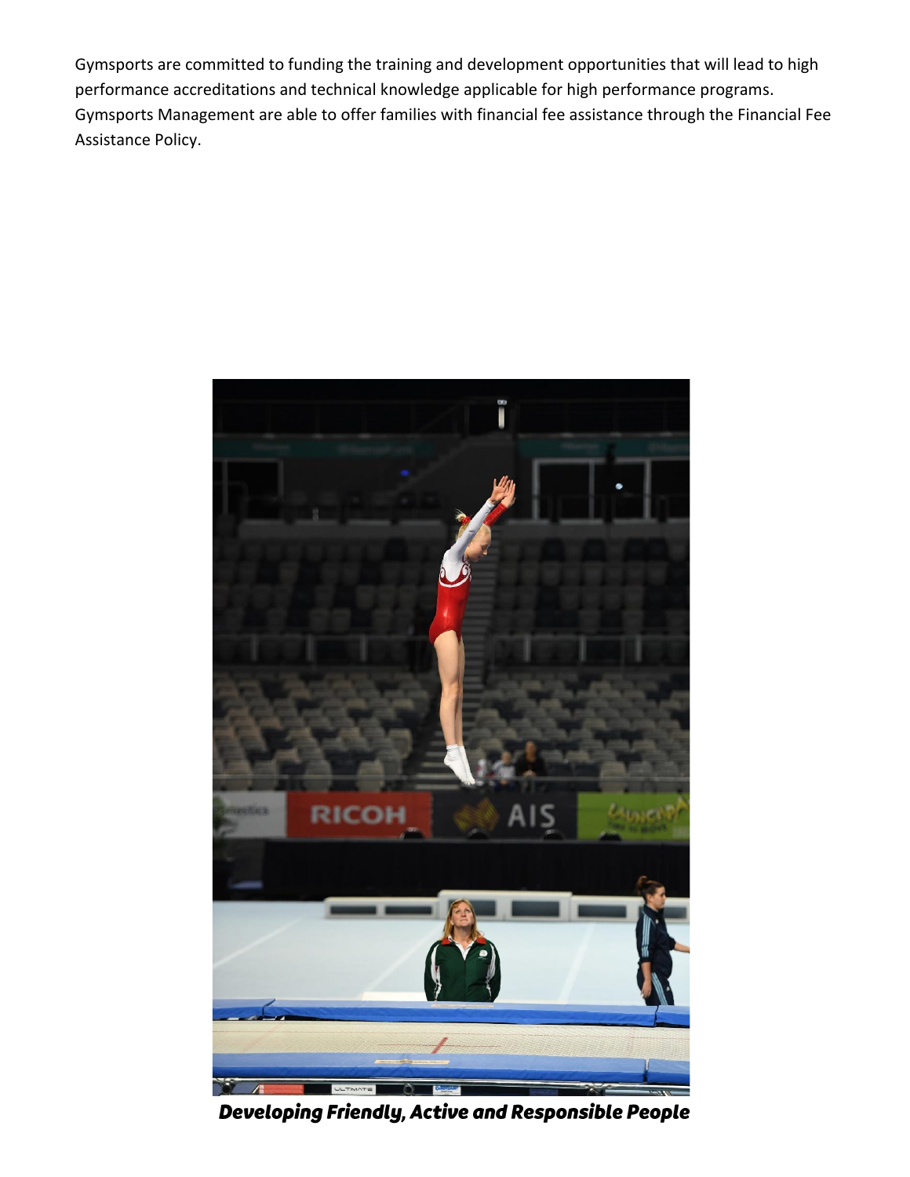Gymsports are committed to funding the training and development opportunities that will lead to high performance accreditations and technical knowledge applicable for high performance programs. Gymsports Management are able to offer families with financial fee assistance through the Financial Fee Assistance Policy.

***Developing Friendly, Active and Responsible People***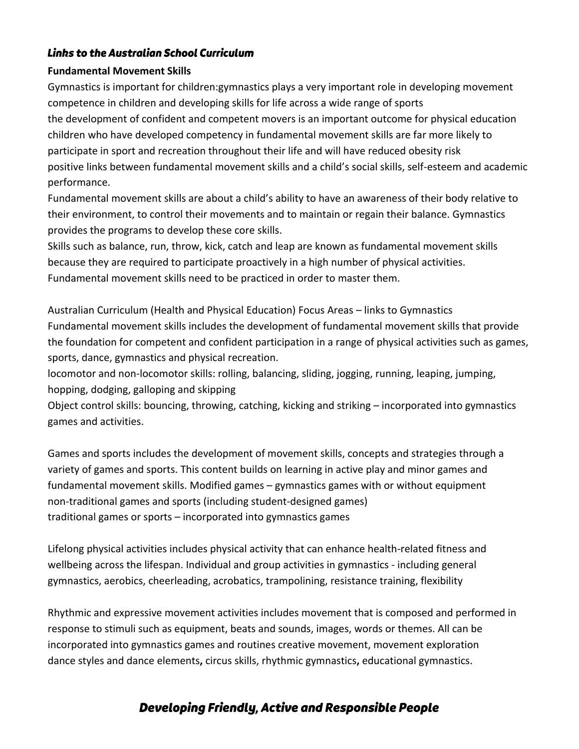### *Links to the Australian School Curriculum*

**Fundamental Movement Skills**

Gymnastics is important for children:gymnastics plays a very important role in developing movement competence in children and developing skills for life across a wide range of sports
the development of confident and competent movers is an important outcome for physical education children who have developed competency in fundamental movement skills are far more likely to participate in sport and recreation throughout their life and will have reduced obesity risk
positive links between fundamental movement skills and a child's social skills, self-esteem and academic performance.
Fundamental movement skills are about a child's ability to have an awareness of their body relative to their environment, to control their movements and to maintain or regain their balance. Gymnastics provides the programs to develop these core skills.
Skills such as balance, run, throw, kick, catch and leap are known as fundamental movement skills because they are required to participate proactively in a high number of physical activities.
Fundamental movement skills need to be practiced in order to master them.

Australian Curriculum (Health and Physical Education) Focus Areas – links to Gymnastics
Fundamental movement skills includes the development of fundamental movement skills that provide the foundation for competent and confident participation in a range of physical activities such as games, sports, dance, gymnastics and physical recreation.
locomotor and non-locomotor skills: rolling, balancing, sliding, jogging, running, leaping, jumping, hopping, dodging, galloping and skipping
Object control skills: bouncing, throwing, catching, kicking and striking – incorporated into gymnastics games and activities.

Games and sports includes the development of movement skills, concepts and strategies through a variety of games and sports. This content builds on learning in active play and minor games and fundamental movement skills. Modified games – gymnastics games with or without equipment
non-traditional games and sports (including student-designed games)
traditional games or sports – incorporated into gymnastics games

Lifelong physical activities includes physical activity that can enhance health-related fitness and wellbeing across the lifespan. Individual and group activities in gymnastics - including general gymnastics, aerobics, cheerleading, acrobatics, trampolining, resistance training, flexibility

Rhythmic and expressive movement activities includes movement that is composed and performed in response to stimuli such as equipment, beats and sounds, images, words or themes. All can be incorporated into gymnastics games and routines creative movement, movement exploration
dance styles and dance elements**,** circus skills, rhythmic gymnastics**,** educational gymnastics.

## *Developing Friendly, Active and Responsible People*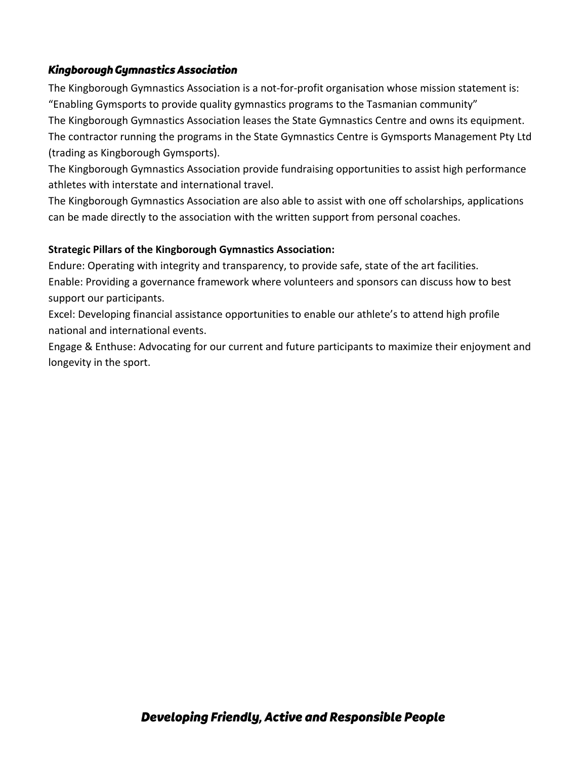### *Kingborough Gymnastics Association*

The Kingborough Gymnastics Association is a not-for-profit organisation whose mission statement is: "Enabling Gymsports to provide quality gymnastics programs to the Tasmanian community"

The Kingborough Gymnastics Association leases the State Gymnastics Centre and owns its equipment.

The contractor running the programs in the State Gymnastics Centre is Gymsports Management Pty Ltd (trading as Kingborough Gymsports).

The Kingborough Gymnastics Association provide fundraising opportunities to assist high performance athletes with interstate and international travel.

The Kingborough Gymnastics Association are also able to assist with one off scholarships, applications can be made directly to the association with the written support from personal coaches.

**Strategic Pillars of the Kingborough Gymnastics Association:**

Endure: Operating with integrity and transparency, to provide safe, state of the art facilities.

Enable: Providing a governance framework where volunteers and sponsors can discuss how to best support our participants.

Excel: Developing financial assistance opportunities to enable our athlete's to attend high profile national and international events.

Engage & Enthuse: Advocating for our current and future participants to maximize their enjoyment and longevity in the sport.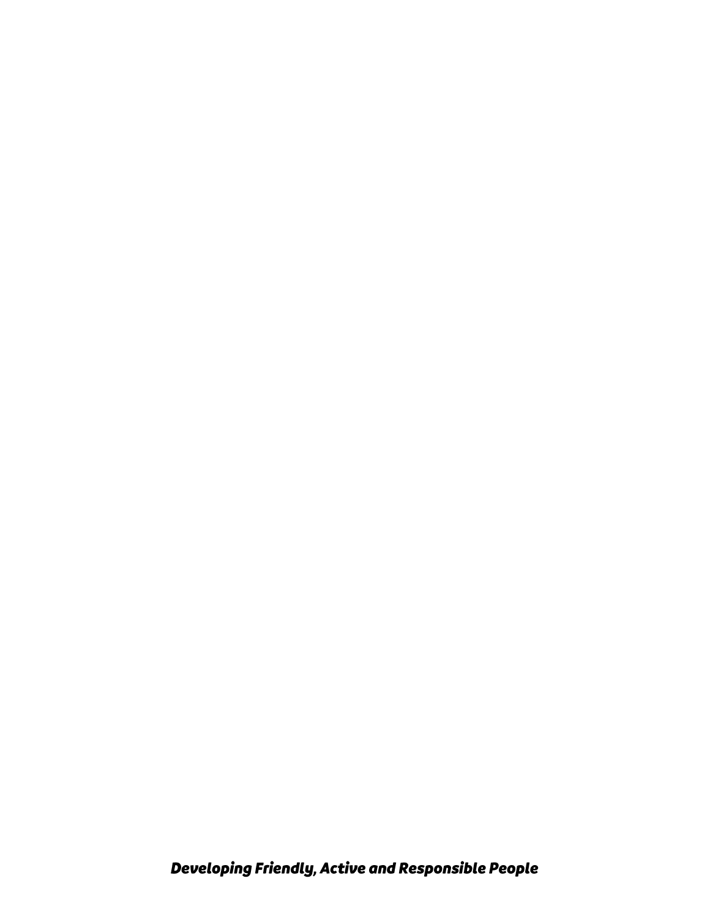***Developing Friendly, Active and Responsible People***